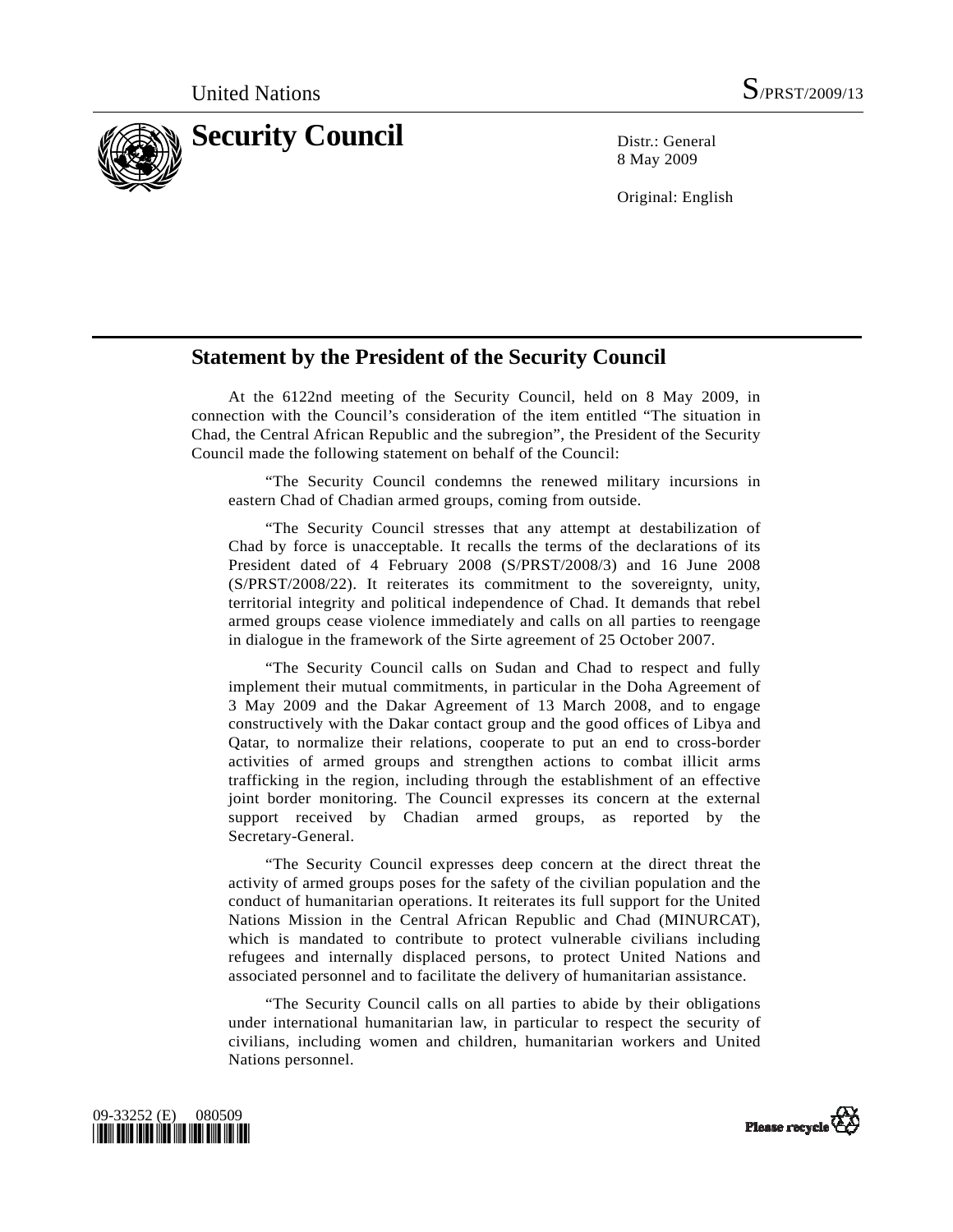United Nations S/PRST/2009/13

# Security Council

Distr.: General
8 May 2009

Original: English

## Statement by the President of the Security Council

At the 6122nd meeting of the Security Council, held on 8 May 2009, in connection with the Council's consideration of the item entitled "The situation in Chad, the Central African Republic and the subregion", the President of the Security Council made the following statement on behalf of the Council:

"The Security Council condemns the renewed military incursions in eastern Chad of Chadian armed groups, coming from outside.

"The Security Council stresses that any attempt at destabilization of Chad by force is unacceptable. It recalls the terms of the declarations of its President dated of 4 February 2008 (S/PRST/2008/3) and 16 June 2008 (S/PRST/2008/22). It reiterates its commitment to the sovereignty, unity, territorial integrity and political independence of Chad. It demands that rebel armed groups cease violence immediately and calls on all parties to reengage in dialogue in the framework of the Sirte agreement of 25 October 2007.

"The Security Council calls on Sudan and Chad to respect and fully implement their mutual commitments, in particular in the Doha Agreement of 3 May 2009 and the Dakar Agreement of 13 March 2008, and to engage constructively with the Dakar contact group and the good offices of Libya and Qatar, to normalize their relations, cooperate to put an end to cross-border activities of armed groups and strengthen actions to combat illicit arms trafficking in the region, including through the establishment of an effective joint border monitoring. The Council expresses its concern at the external support received by Chadian armed groups, as reported by the Secretary-General.

"The Security Council expresses deep concern at the direct threat the activity of armed groups poses for the safety of the civilian population and the conduct of humanitarian operations. It reiterates its full support for the United Nations Mission in the Central African Republic and Chad (MINURCAT), which is mandated to contribute to protect vulnerable civilians including refugees and internally displaced persons, to protect United Nations and associated personnel and to facilitate the delivery of humanitarian assistance.

"The Security Council calls on all parties to abide by their obligations under international humanitarian law, in particular to respect the security of civilians, including women and children, humanitarian workers and United Nations personnel.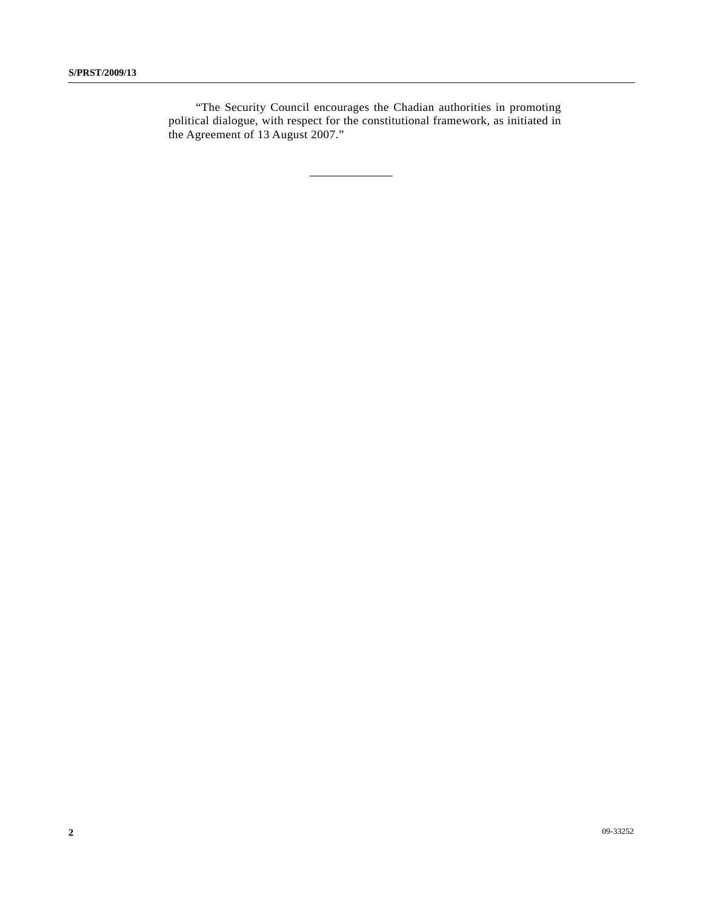"The Security Council encourages the Chadian authorities in promoting political dialogue, with respect for the constitutional framework, as initiated in the Agreement of 13 August 2007."

---